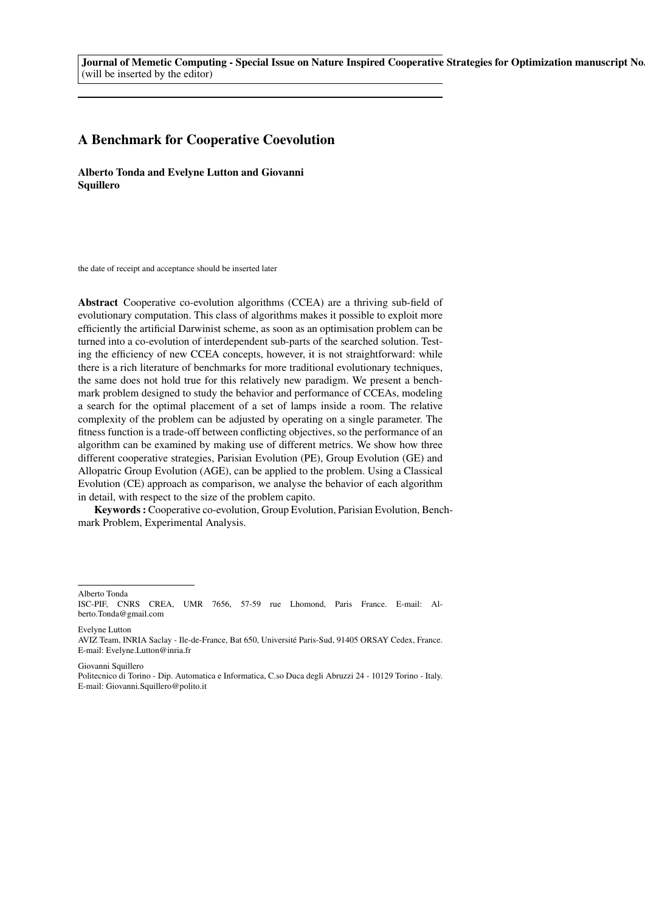Journal of Memetic Computing - Special Issue on Nature Inspired Cooperative Strategies for Optimization manuscript No.
(will be inserted by the editor)

# A Benchmark for Cooperative Coevolution

**Alberto Tonda and Evelyne Lutton and Giovanni Squillero**

the date of receipt and acceptance should be inserted later

**Abstract** Cooperative co-evolution algorithms (CCEA) are a thriving sub-field of evolutionary computation. This class of algorithms makes it possible to exploit more efficiently the artificial Darwinist scheme, as soon as an optimisation problem can be turned into a co-evolution of interdependent sub-parts of the searched solution. Testing the efficiency of new CCEA concepts, however, it is not straightforward: while there is a rich literature of benchmarks for more traditional evolutionary techniques, the same does not hold true for this relatively new paradigm. We present a benchmark problem designed to study the behavior and performance of CCEAs, modeling a search for the optimal placement of a set of lamps inside a room. The relative complexity of the problem can be adjusted by operating on a single parameter. The fitness function is a trade-off between conflicting objectives, so the performance of an algorithm can be examined by making use of different metrics. We show how three different cooperative strategies, Parisian Evolution (PE), Group Evolution (GE) and Allopatric Group Evolution (AGE), can be applied to the problem. Using a Classical Evolution (CE) approach as comparison, we analyse the behavior of each algorithm in detail, with respect to the size of the problem capito.

**Keywords :** Cooperative co-evolution, Group Evolution, Parisian Evolution, Benchmark Problem, Experimental Analysis.

---

Alberto Tonda
ISC-PIF, CNRS CREA, UMR 7656, 57-59 rue Lhomond, Paris France. E-mail: Alberto.Tonda@gmail.com

Evelyne Lutton
AVIZ Team, INRIA Saclay - Ile-de-France, Bat 650, Université Paris-Sud, 91405 ORSAY Cedex, France. E-mail: Evelyne.Lutton@inria.fr

Giovanni Squillero
Politecnico di Torino - Dip. Automatica e Informatica, C.so Duca degli Abruzzi 24 - 10129 Torino - Italy. E-mail: Giovanni.Squillero@polito.it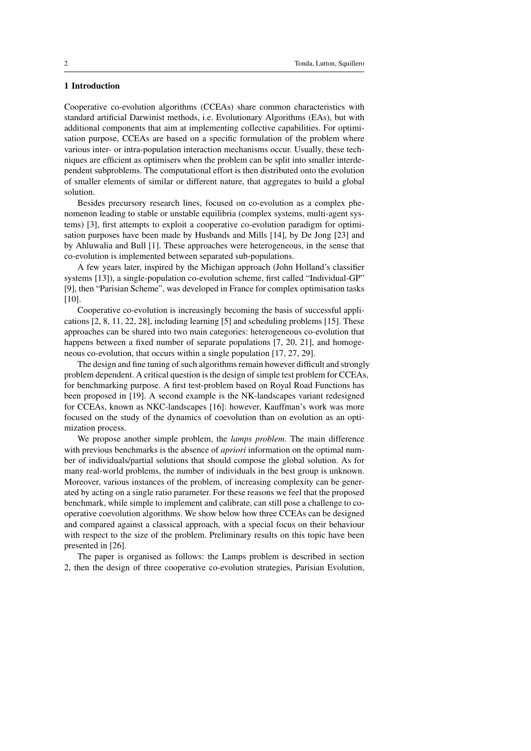## 1 Introduction

Cooperative co-evolution algorithms (CCEAs) share common characteristics with standard artificial Darwinist methods, i.e. Evolutionary Algorithms (EAs), but with additional components that aim at implementing collective capabilities. For optimisation purpose, CCEAs are based on a specific formulation of the problem where various inter- or intra-population interaction mechanisms occur. Usually, these techniques are efficient as optimisers when the problem can be split into smaller interdependent subproblems. The computational effort is then distributed onto the evolution of smaller elements of similar or different nature, that aggregates to build a global solution.

Besides precursory research lines, focused on co-evolution as a complex phenomenon leading to stable or unstable equilibria (complex systems, multi-agent systems) [3], first attempts to exploit a cooperative co-evolution paradigm for optimisation purposes have been made by Husbands and Mills [14], by De Jong [23] and by Ahluwalia and Bull [1]. These approaches were heterogeneous, in the sense that co-evolution is implemented between separated sub-populations.

A few years later, inspired by the Michigan approach (John Holland's classifier systems [13]), a single-population co-evolution scheme, first called "Individual-GP" [9], then "Parisian Scheme", was developed in France for complex optimisation tasks [10].

Cooperative co-evolution is increasingly becoming the basis of successful applications [2, 8, 11, 22, 28], including learning [5] and scheduling problems [15]. These approaches can be shared into two main categories: heterogeneous co-evolution that happens between a fixed number of separate populations [7, 20, 21], and homogeneous co-evolution, that occurs within a single population [17, 27, 29].

The design and fine tuning of such algorithms remain however difficult and strongly problem dependent. A critical question is the design of simple test problem for CCEAs, for benchmarking purpose. A first test-problem based on Royal Road Functions has been proposed in [19]. A second example is the NK-landscapes variant redesigned for CCEAs, known as NKC-landscapes [16]: however, Kauffman's work was more focused on the study of the dynamics of coevolution than on evolution as an optimization process.

We propose another simple problem, the *lamps problem*. The main difference with previous benchmarks is the absence of *apriori* information on the optimal number of individuals/partial solutions that should compose the global solution. As for many real-world problems, the number of individuals in the best group is unknown. Moreover, various instances of the problem, of increasing complexity can be generated by acting on a single ratio parameter. For these reasons we feel that the proposed benchmark, while simple to implement and calibrate, can still pose a challenge to cooperative coevolution algorithms. We show below how three CCEAs can be designed and compared against a classical approach, with a special focus on their behaviour with respect to the size of the problem. Preliminary results on this topic have been presented in [26].

The paper is organised as follows: the Lamps problem is described in section 2, then the design of three cooperative co-evolution strategies, Parisian Evolution,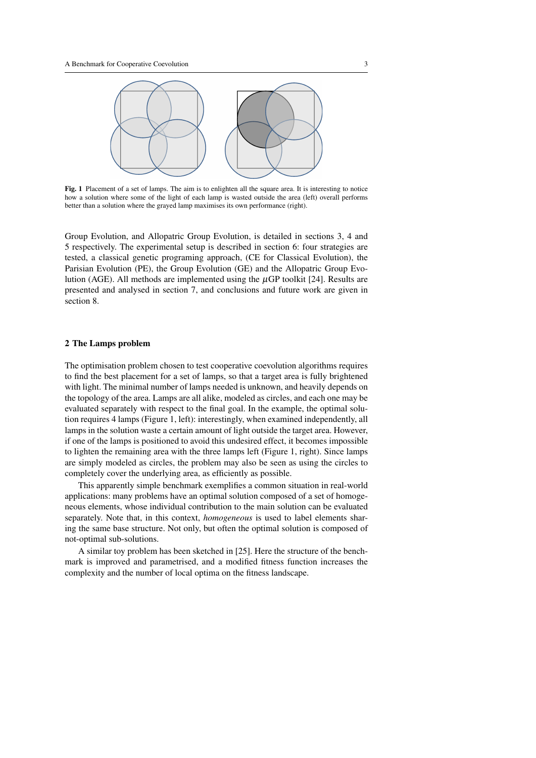Fig. 1 Placement of a set of lamps. The aim is to enlighten all the square area. It is interesting to notice how a solution where some of the light of each lamp is wasted outside the area (left) overall performs better than a solution where the grayed lamp maximises its own performance (right).

Group Evolution, and Allopatric Group Evolution, is detailed in sections 3, 4 and 5 respectively. The experimental setup is described in section 6: four strategies are tested, a classical genetic programing approach, (CE for Classical Evolution), the Parisian Evolution (PE), the Group Evolution (GE) and the Allopatric Group Evolution (AGE). All methods are implemented using the $\mu$GP toolkit [24]. Results are presented and analysed in section 7, and conclusions and future work are given in section 8.

## 2 The Lamps problem

The optimisation problem chosen to test cooperative coevolution algorithms requires to find the best placement for a set of lamps, so that a target area is fully brightened with light. The minimal number of lamps needed is unknown, and heavily depends on the topology of the area. Lamps are all alike, modeled as circles, and each one may be evaluated separately with respect to the final goal. In the example, the optimal solution requires 4 lamps (Figure 1, left): interestingly, when examined independently, all lamps in the solution waste a certain amount of light outside the target area. However, if one of the lamps is positioned to avoid this undesired effect, it becomes impossible to lighten the remaining area with the three lamps left (Figure 1, right). Since lamps are simply modeled as circles, the problem may also be seen as using the circles to completely cover the underlying area, as efficiently as possible.

This apparently simple benchmark exemplifies a common situation in real-world applications: many problems have an optimal solution composed of a set of homogeneous elements, whose individual contribution to the main solution can be evaluated separately. Note that, in this context, *homogeneous* is used to label elements sharing the same base structure. Not only, but often the optimal solution is composed of not-optimal sub-solutions.

A similar toy problem has been sketched in [25]. Here the structure of the benchmark is improved and parametrised, and a modified fitness function increases the complexity and the number of local optima on the fitness landscape.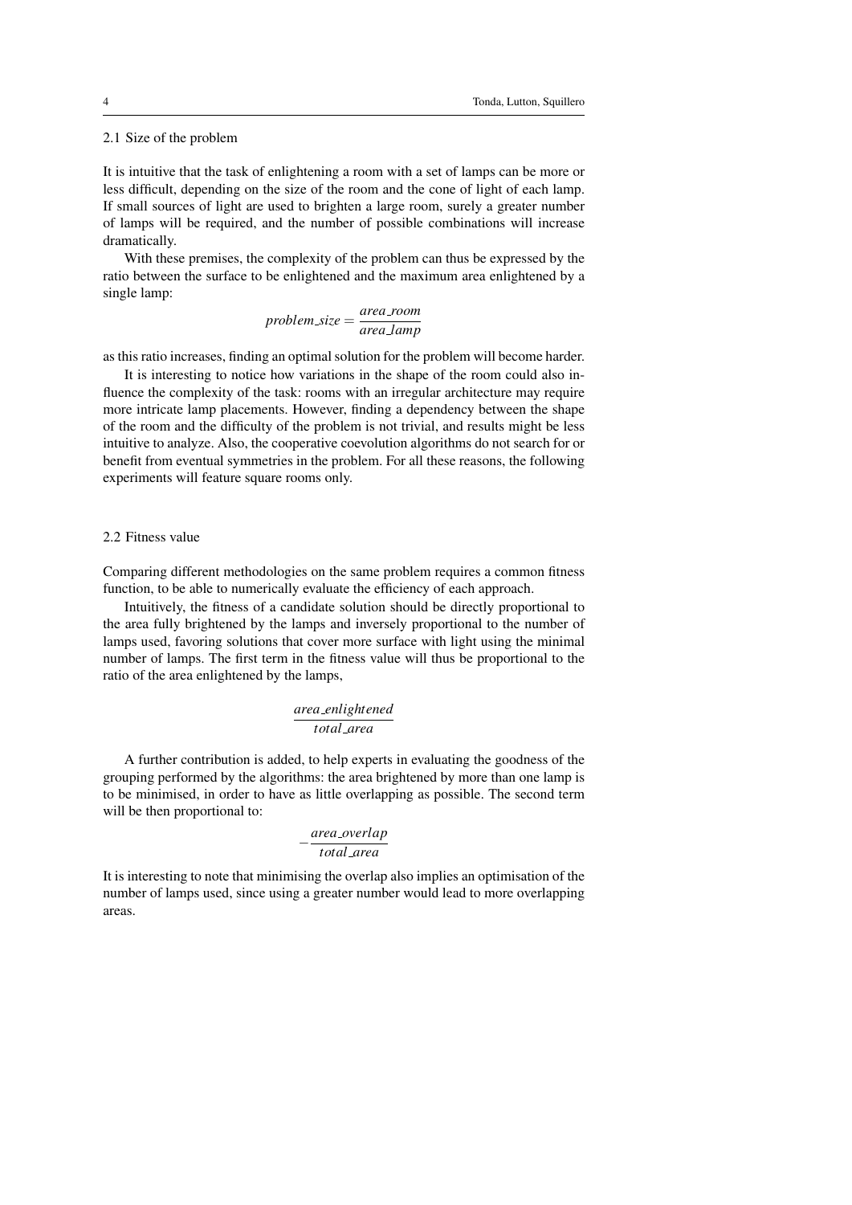### 2.1 Size of the problem

It is intuitive that the task of enlightening a room with a set of lamps can be more or less difficult, depending on the size of the room and the cone of light of each lamp. If small sources of light are used to brighten a large room, surely a greater number of lamps will be required, and the number of possible combinations will increase dramatically.

With these premises, the complexity of the problem can thus be expressed by the ratio between the surface to be enlightened and the maximum area enlightened by a single lamp:

$$problem\_size = \frac{area\_room}{area\_lamp}$$

as this ratio increases, finding an optimal solution for the problem will become harder.

It is interesting to notice how variations in the shape of the room could also influence the complexity of the task: rooms with an irregular architecture may require more intricate lamp placements. However, finding a dependency between the shape of the room and the difficulty of the problem is not trivial, and results might be less intuitive to analyze. Also, the cooperative coevolution algorithms do not search for or benefit from eventual symmetries in the problem. For all these reasons, the following experiments will feature square rooms only.

### 2.2 Fitness value

Comparing different methodologies on the same problem requires a common fitness function, to be able to numerically evaluate the efficiency of each approach.

Intuitively, the fitness of a candidate solution should be directly proportional to the area fully brightened by the lamps and inversely proportional to the number of lamps used, favoring solutions that cover more surface with light using the minimal number of lamps. The first term in the fitness value will thus be proportional to the ratio of the area enlightened by the lamps,

$$\frac{area\_enlightened}{total\_area}$$

A further contribution is added, to help experts in evaluating the goodness of the grouping performed by the algorithms: the area brightened by more than one lamp is to be minimised, in order to have as little overlapping as possible. The second term will be then proportional to:

$$-\frac{area\_overlap}{total\_area}$$

It is interesting to note that minimising the overlap also implies an optimisation of the number of lamps used, since using a greater number would lead to more overlapping areas.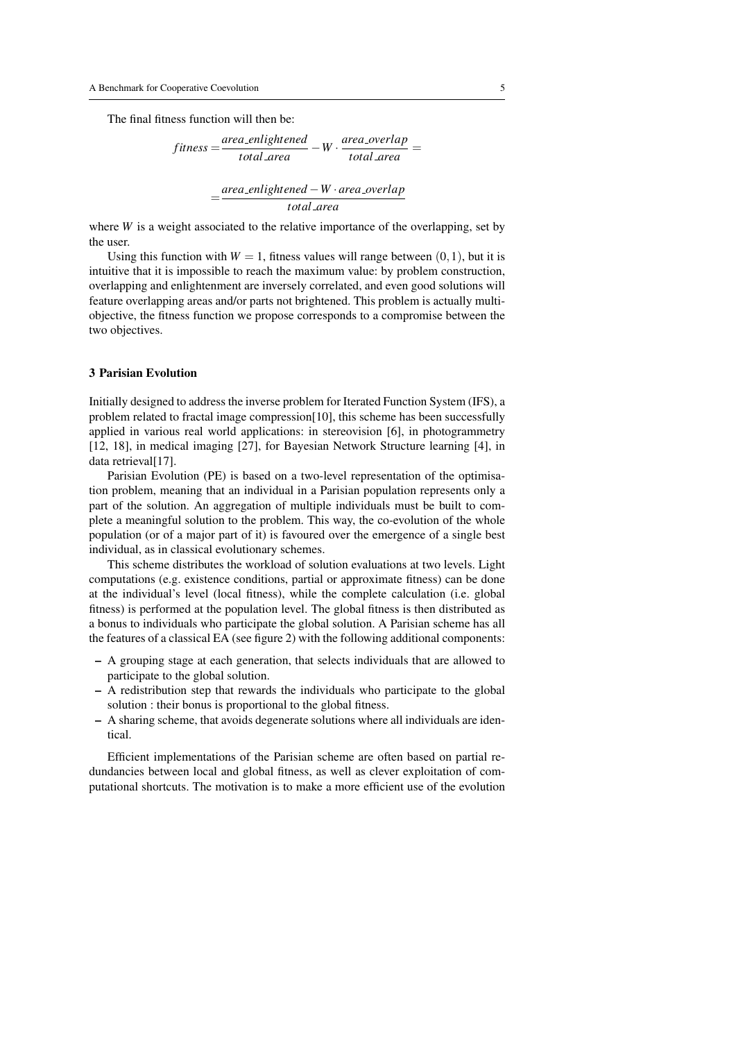The final fitness function will then be:

$$fitness = \frac{area\_enlightened}{total\_area} - W \cdot \frac{area\_overlap}{total\_area} =$$

$$= \frac{area\_enlightened - W \cdot area\_overlap}{total\_area}$$

where $W$ is a weight associated to the relative importance of the overlapping, set by the user.

Using this function with $W = 1$, fitness values will range between $(0,1)$, but it is intuitive that it is impossible to reach the maximum value: by problem construction, overlapping and enlightenment are inversely correlated, and even good solutions will feature overlapping areas and/or parts not brightened. This problem is actually multi-objective, the fitness function we propose corresponds to a compromise between the two objectives.

## 3 Parisian Evolution

Initially designed to address the inverse problem for Iterated Function System (IFS), a problem related to fractal image compression[10], this scheme has been successfully applied in various real world applications: in stereovision [6], in photogrammetry [12, 18], in medical imaging [27], for Bayesian Network Structure learning [4], in data retrieval[17].

Parisian Evolution (PE) is based on a two-level representation of the optimisation problem, meaning that an individual in a Parisian population represents only a part of the solution. An aggregation of multiple individuals must be built to complete a meaningful solution to the problem. This way, the co-evolution of the whole population (or of a major part of it) is favoured over the emergence of a single best individual, as in classical evolutionary schemes.

This scheme distributes the workload of solution evaluations at two levels. Light computations (e.g. existence conditions, partial or approximate fitness) can be done at the individual's level (local fitness), while the complete calculation (i.e. global fitness) is performed at the population level. The global fitness is then distributed as a bonus to individuals who participate the global solution. A Parisian scheme has all the features of a classical EA (see figure 2) with the following additional components:

- A grouping stage at each generation, that selects individuals that are allowed to participate to the global solution.
- A redistribution step that rewards the individuals who participate to the global solution : their bonus is proportional to the global fitness.
- A sharing scheme, that avoids degenerate solutions where all individuals are identical.

Efficient implementations of the Parisian scheme are often based on partial redundancies between local and global fitness, as well as clever exploitation of computational shortcuts. The motivation is to make a more efficient use of the evolution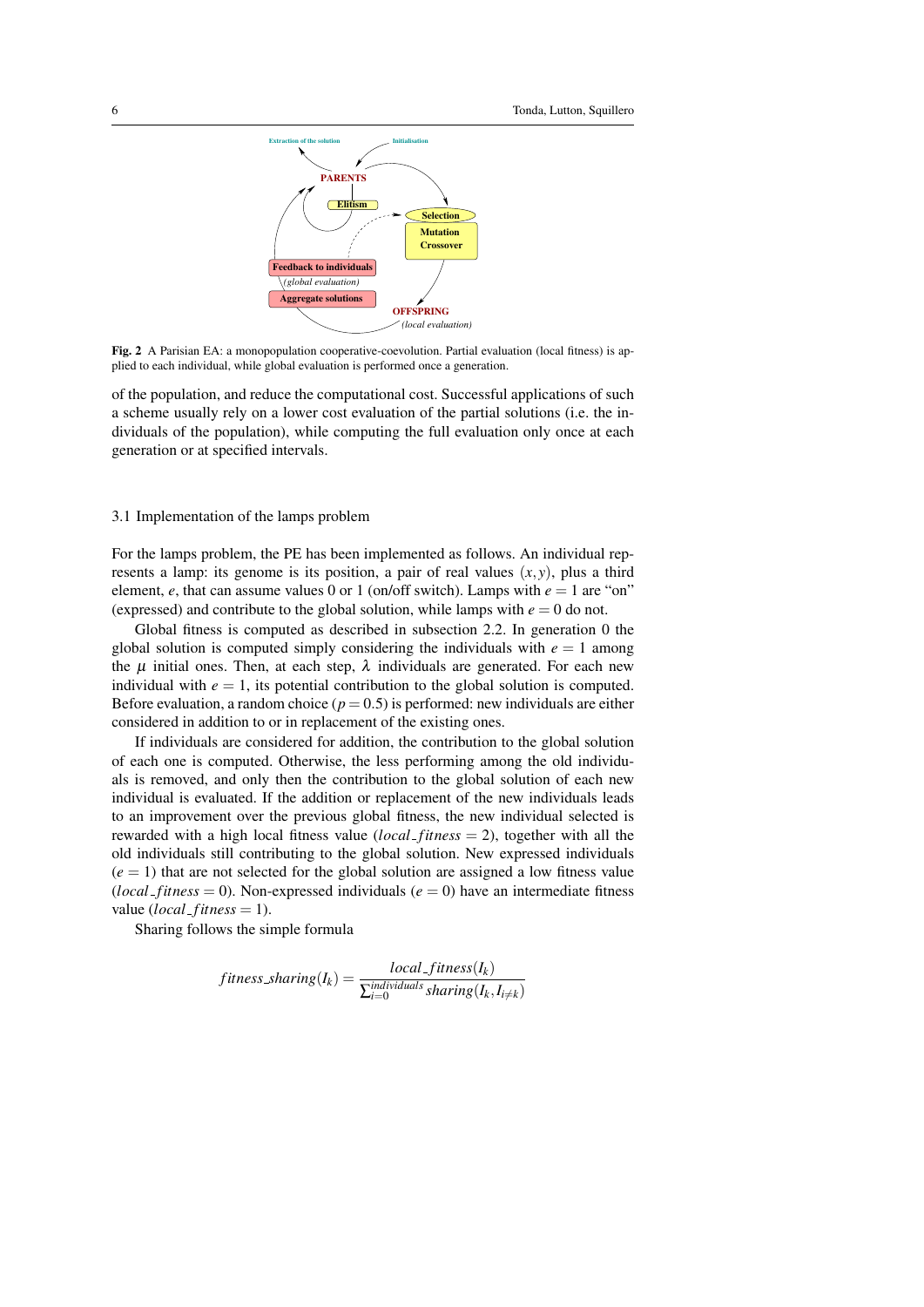**Fig. 2** A Parisian EA: a monopopulation cooperative-coevolution. Partial evaluation (local fitness) is applied to each individual, while global evaluation is performed once a generation.

of the population, and reduce the computational cost. Successful applications of such a scheme usually rely on a lower cost evaluation of the partial solutions (i.e. the individuals of the population), while computing the full evaluation only once at each generation or at specified intervals.

### 3.1 Implementation of the lamps problem

For the lamps problem, the PE has been implemented as follows. An individual represents a lamp: its genome is its position, a pair of real values $(x, y)$, plus a third element, $e$, that can assume values 0 or 1 (on/off switch). Lamps with $e = 1$ are "on" (expressed) and contribute to the global solution, while lamps with $e = 0$ do not.

Global fitness is computed as described in subsection 2.2. In generation 0 the global solution is computed simply considering the individuals with $e = 1$ among the $\mu$ initial ones. Then, at each step, $\lambda$ individuals are generated. For each new individual with $e = 1$, its potential contribution to the global solution is computed. Before evaluation, a random choice ($p = 0.5$) is performed: new individuals are either considered in addition to or in replacement of the existing ones.

If individuals are considered for addition, the contribution to the global solution of each one is computed. Otherwise, the less performing among the old individuals is removed, and only then the contribution to the global solution of each new individual is evaluated. If the addition or replacement of the new individuals leads to an improvement over the previous global fitness, the new individual selected is rewarded with a high local fitness value ($local\_fitness = 2$), together with all the old individuals still contributing to the global solution. New expressed individuals ($e = 1$) that are not selected for the global solution are assigned a low fitness value ($local\_fitness = 0$). Non-expressed individuals ($e = 0$) have an intermediate fitness value ($local\_fitness = 1$).

Sharing follows the simple formula

$$fitness\_sharing(I_k) = \frac{local\_fitness(I_k)}{\sum_{i=0}^{individuals} sharing(I_k, I_{i \neq k})}$$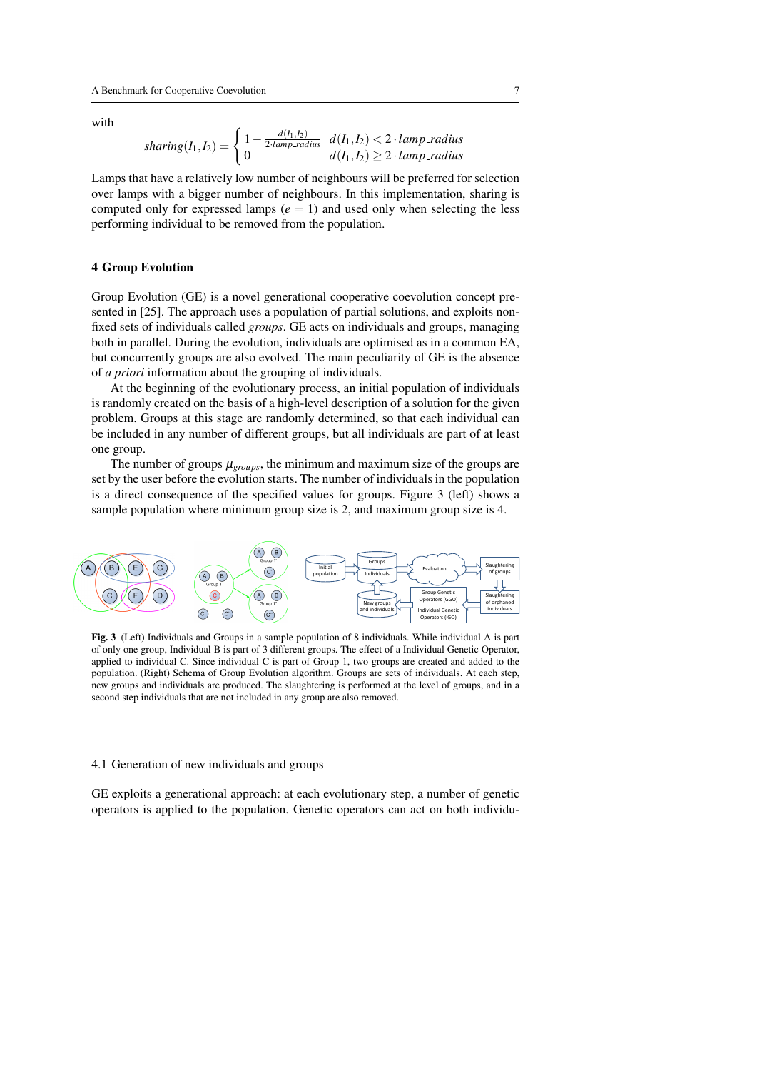with

$$sharing(I_1, I_2) = \begin{cases} 1 - \frac{d(I_1, I_2)}{2 \cdot lamp\_radius} & d(I_1, I_2) < 2 \cdot lamp\_radius \\ 0 & d(I_1, I_2) \geq 2 \cdot lamp\_radius \end{cases}$$

Lamps that have a relatively low number of neighbours will be preferred for selection over lamps with a bigger number of neighbours. In this implementation, sharing is computed only for expressed lamps ($e = 1$) and used only when selecting the less performing individual to be removed from the population.

## 4 Group Evolution

Group Evolution (GE) is a novel generational cooperative coevolution concept presented in [25]. The approach uses a population of partial solutions, and exploits non-fixed sets of individuals called *groups*. GE acts on individuals and groups, managing both in parallel. During the evolution, individuals are optimised as in a common EA, but concurrently groups are also evolved. The main peculiarity of GE is the absence of *a priori* information about the grouping of individuals.

At the beginning of the evolutionary process, an initial population of individuals is randomly created on the basis of a high-level description of a solution for the given problem. Groups at this stage are randomly determined, so that each individual can be included in any number of different groups, but all individuals are part of at least one group.

The number of groups $\mu_{groups}$, the minimum and maximum size of the groups are set by the user before the evolution starts. The number of individuals in the population is a direct consequence of the specified values for groups. Figure 3 (left) shows a sample population where minimum group size is 2, and maximum group size is 4.

**Fig. 3** (Left) Individuals and Groups in a sample population of 8 individuals. While individual A is part of only one group, Individual B is part of 3 different groups. The effect of a Individual Genetic Operator, applied to individual C. Since individual C is part of Group 1, two groups are created and added to the population. (Right) Schema of Group Evolution algorithm. Groups are sets of individuals. At each step, new groups and individuals are produced. The slaughtering is performed at the level of groups, and in a second step individuals that are not included in any group are also removed.

### 4.1 Generation of new individuals and groups

GE exploits a generational approach: at each evolutionary step, a number of genetic operators is applied to the population. Genetic operators can act on both individu-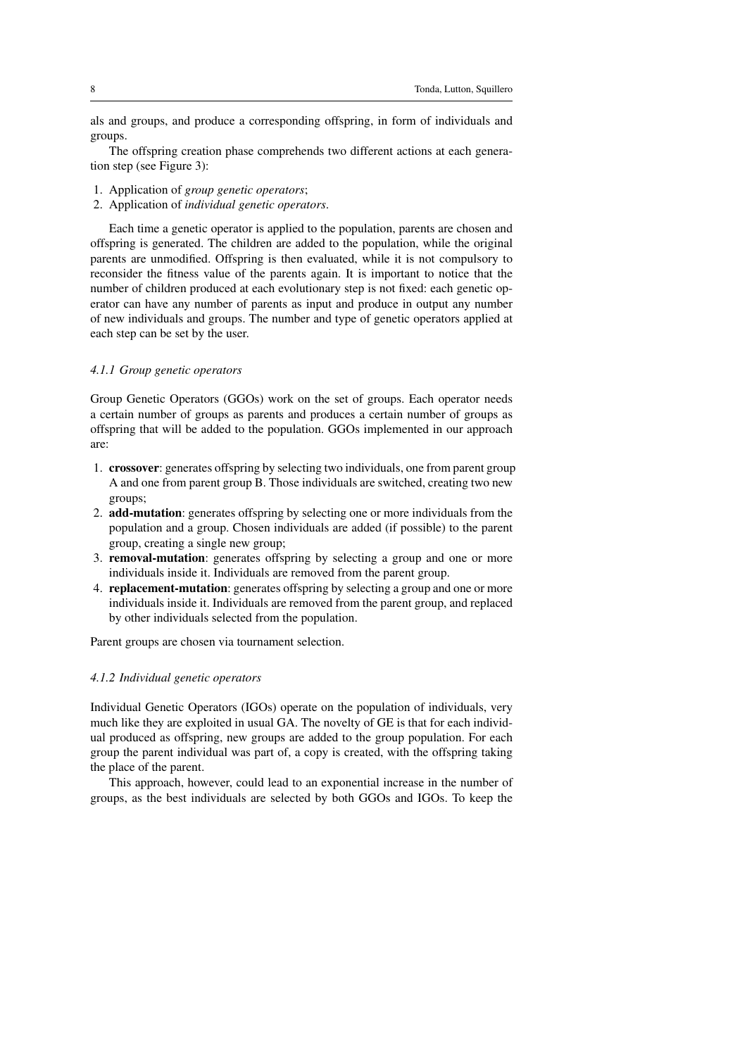als and groups, and produce a corresponding offspring, in form of individuals and groups.

The offspring creation phase comprehends two different actions at each generation step (see Figure 3):

1. Application of *group genetic operators*;
2. Application of *individual genetic operators*.

Each time a genetic operator is applied to the population, parents are chosen and offspring is generated. The children are added to the population, while the original parents are unmodified. Offspring is then evaluated, while it is not compulsory to reconsider the fitness value of the parents again. It is important to notice that the number of children produced at each evolutionary step is not fixed: each genetic operator can have any number of parents as input and produce in output any number of new individuals and groups. The number and type of genetic operators applied at each step can be set by the user.

#### *4.1.1 Group genetic operators*

Group Genetic Operators (GGOs) work on the set of groups. Each operator needs a certain number of groups as parents and produces a certain number of groups as offspring that will be added to the population. GGOs implemented in our approach are:

1. **crossover**: generates offspring by selecting two individuals, one from parent group A and one from parent group B. Those individuals are switched, creating two new groups;
2. **add-mutation**: generates offspring by selecting one or more individuals from the population and a group. Chosen individuals are added (if possible) to the parent group, creating a single new group;
3. **removal-mutation**: generates offspring by selecting a group and one or more individuals inside it. Individuals are removed from the parent group.
4. **replacement-mutation**: generates offspring by selecting a group and one or more individuals inside it. Individuals are removed from the parent group, and replaced by other individuals selected from the population.

Parent groups are chosen via tournament selection.

#### *4.1.2 Individual genetic operators*

Individual Genetic Operators (IGOs) operate on the population of individuals, very much like they are exploited in usual GA. The novelty of GE is that for each individual produced as offspring, new groups are added to the group population. For each group the parent individual was part of, a copy is created, with the offspring taking the place of the parent.

This approach, however, could lead to an exponential increase in the number of groups, as the best individuals are selected by both GGOs and IGOs. To keep the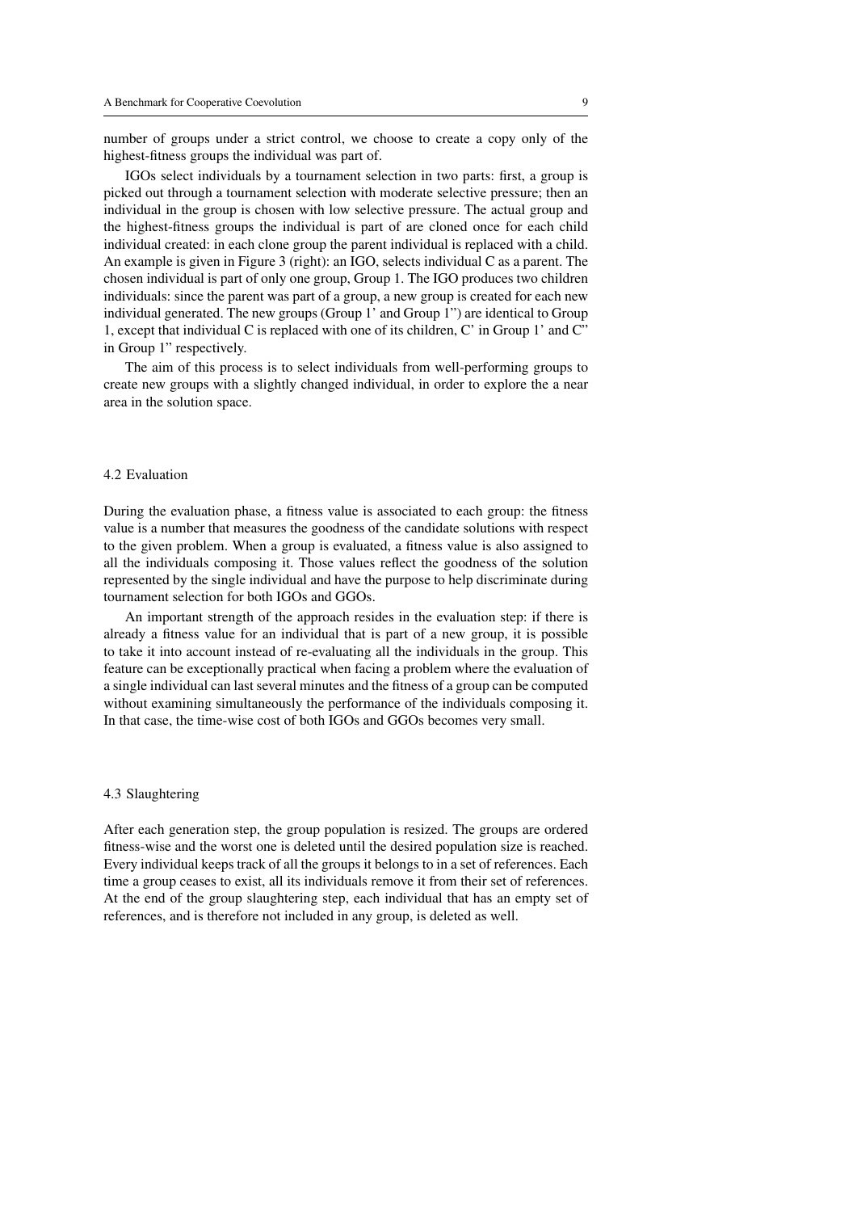number of groups under a strict control, we choose to create a copy only of the highest-fitness groups the individual was part of.

IGOs select individuals by a tournament selection in two parts: first, a group is picked out through a tournament selection with moderate selective pressure; then an individual in the group is chosen with low selective pressure. The actual group and the highest-fitness groups the individual is part of are cloned once for each child individual created: in each clone group the parent individual is replaced with a child. An example is given in Figure 3 (right): an IGO, selects individual C as a parent. The chosen individual is part of only one group, Group 1. The IGO produces two children individuals: since the parent was part of a group, a new group is created for each new individual generated. The new groups (Group 1' and Group 1") are identical to Group 1, except that individual C is replaced with one of its children, C' in Group 1' and C" in Group 1" respectively.

The aim of this process is to select individuals from well-performing groups to create new groups with a slightly changed individual, in order to explore the a near area in the solution space.

### 4.2 Evaluation

During the evaluation phase, a fitness value is associated to each group: the fitness value is a number that measures the goodness of the candidate solutions with respect to the given problem. When a group is evaluated, a fitness value is also assigned to all the individuals composing it. Those values reflect the goodness of the solution represented by the single individual and have the purpose to help discriminate during tournament selection for both IGOs and GGOs.

An important strength of the approach resides in the evaluation step: if there is already a fitness value for an individual that is part of a new group, it is possible to take it into account instead of re-evaluating all the individuals in the group. This feature can be exceptionally practical when facing a problem where the evaluation of a single individual can last several minutes and the fitness of a group can be computed without examining simultaneously the performance of the individuals composing it. In that case, the time-wise cost of both IGOs and GGOs becomes very small.

### 4.3 Slaughtering

After each generation step, the group population is resized. The groups are ordered fitness-wise and the worst one is deleted until the desired population size is reached. Every individual keeps track of all the groups it belongs to in a set of references. Each time a group ceases to exist, all its individuals remove it from their set of references. At the end of the group slaughtering step, each individual that has an empty set of references, and is therefore not included in any group, is deleted as well.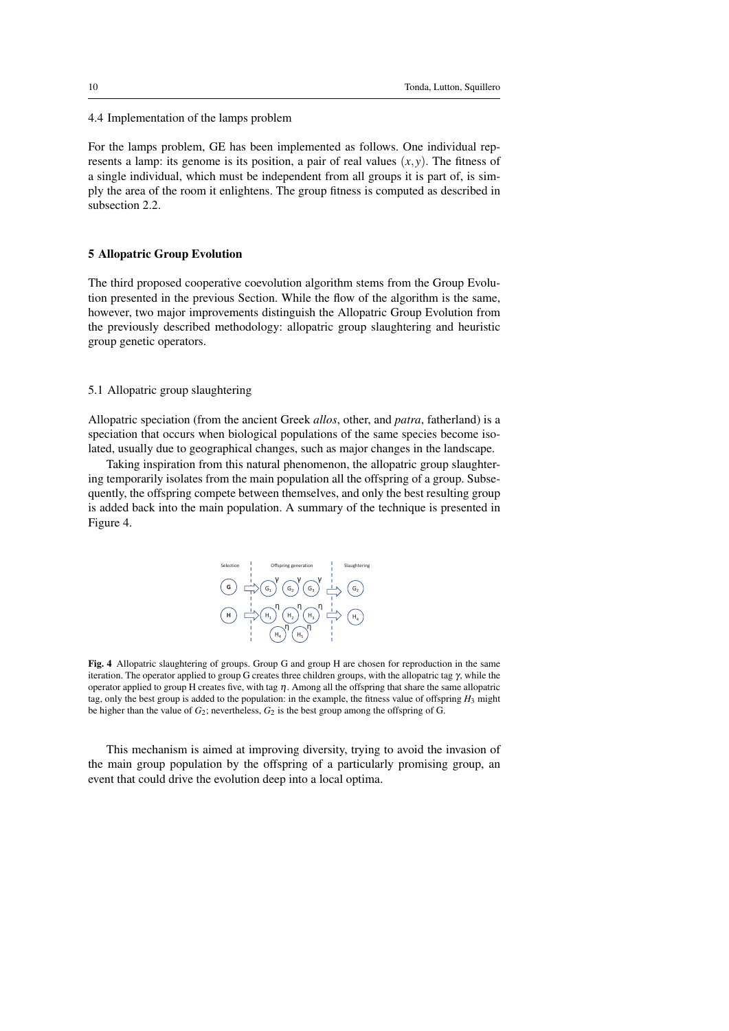### 4.4 Implementation of the lamps problem

For the lamps problem, GE has been implemented as follows. One individual represents a lamp: its genome is its position, a pair of real values $(x, y)$. The fitness of a single individual, which must be independent from all groups it is part of, is simply the area of the room it enlightens. The group fitness is computed as described in subsection 2.2.

## 5 Allopatric Group Evolution

The third proposed cooperative coevolution algorithm stems from the Group Evolution presented in the previous Section. While the flow of the algorithm is the same, however, two major improvements distinguish the Allopatric Group Evolution from the previously described methodology: allopatric group slaughtering and heuristic group genetic operators.

### 5.1 Allopatric group slaughtering

Allopatric speciation (from the ancient Greek *allos*, other, and *patra*, fatherland) is a speciation that occurs when biological populations of the same species become isolated, usually due to geographical changes, such as major changes in the landscape.

Taking inspiration from this natural phenomenon, the allopatric group slaughtering temporarily isolates from the main population all the offspring of a group. Subsequently, the offspring compete between themselves, and only the best resulting group is added back into the main population. A summary of the technique is presented in Figure 4.

**Fig. 4** Allopatric slaughtering of groups. Group G and group H are chosen for reproduction in the same iteration. The operator applied to group G creates three children groups, with the allopatric tag $\gamma$, while the operator applied to group H creates five, with tag $\eta$. Among all the offspring that share the same allopatric tag, only the best group is added to the population: in the example, the fitness value of offspring $H_3$ might be higher than the value of $G_2$; nevertheless, $G_2$ is the best group among the offspring of G.

This mechanism is aimed at improving diversity, trying to avoid the invasion of the main group population by the offspring of a particularly promising group, an event that could drive the evolution deep into a local optima.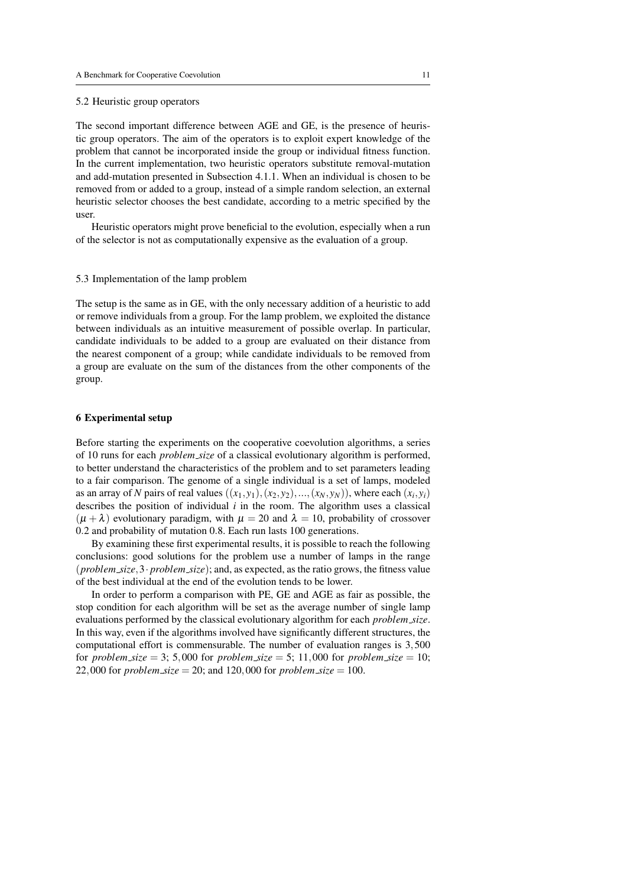### 5.2 Heuristic group operators

The second important difference between AGE and GE, is the presence of heuristic group operators. The aim of the operators is to exploit expert knowledge of the problem that cannot be incorporated inside the group or individual fitness function. In the current implementation, two heuristic operators substitute removal-mutation and add-mutation presented in Subsection 4.1.1. When an individual is chosen to be removed from or added to a group, instead of a simple random selection, an external heuristic selector chooses the best candidate, according to a metric specified by the user.

Heuristic operators might prove beneficial to the evolution, especially when a run of the selector is not as computationally expensive as the evaluation of a group.

### 5.3 Implementation of the lamp problem

The setup is the same as in GE, with the only necessary addition of a heuristic to add or remove individuals from a group. For the lamp problem, we exploited the distance between individuals as an intuitive measurement of possible overlap. In particular, candidate individuals to be added to a group are evaluated on their distance from the nearest component of a group; while candidate individuals to be removed from a group are evaluate on the sum of the distances from the other components of the group.

## 6 Experimental setup

Before starting the experiments on the cooperative coevolution algorithms, a series of 10 runs for each *problem_size* of a classical evolutionary algorithm is performed, to better understand the characteristics of the problem and to set parameters leading to a fair comparison. The genome of a single individual is a set of lamps, modeled as an array of $N$ pairs of real values $((x_1,y_1),(x_2,y_2),...,(x_N,y_N))$, where each $(x_i,y_i)$ describes the position of individual $i$ in the room. The algorithm uses a classical $(\mu+\lambda)$ evolutionary paradigm, with $\mu = 20$ and $\lambda = 10$, probability of crossover 0.2 and probability of mutation 0.8. Each run lasts 100 generations.

By examining these first experimental results, it is possible to reach the following conclusions: good solutions for the problem use a number of lamps in the range $(problem\_size, 3 \cdot problem\_size)$; and, as expected, as the ratio grows, the fitness value of the best individual at the end of the evolution tends to be lower.

In order to perform a comparison with PE, GE and AGE as fair as possible, the stop condition for each algorithm will be set as the average number of single lamp evaluations performed by the classical evolutionary algorithm for each *problem_size*. In this way, even if the algorithms involved have significantly different structures, the computational effort is commensurable. The number of evaluation ranges is $3,500$ for $problem\_size = 3$; $5,000$ for $problem\_size = 5$; $11,000$ for $problem\_size = 10$; $22,000$ for $problem\_size = 20$; and $120,000$ for $problem\_size = 100$.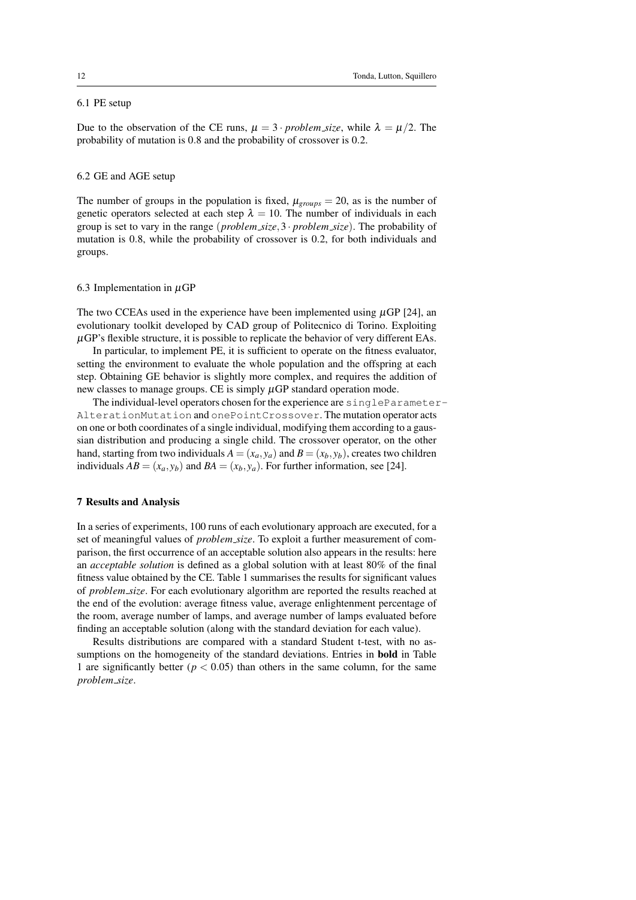### 6.1 PE setup

Due to the observation of the CE runs, $\mu = 3 \cdot problem\_size$, while $\lambda = \mu/2$. The probability of mutation is 0.8 and the probability of crossover is 0.2.

### 6.2 GE and AGE setup

The number of groups in the population is fixed, $\mu_{groups} = 20$, as is the number of genetic operators selected at each step $\lambda = 10$. The number of individuals in each group is set to vary in the range $(problem\_size, 3 \cdot problem\_size)$. The probability of mutation is 0.8, while the probability of crossover is 0.2, for both individuals and groups.

### 6.3 Implementation in $\mu$GP

The two CCEAs used in the experience have been implemented using $\mu$GP [24], an evolutionary toolkit developed by CAD group of Politecnico di Torino. Exploiting $\mu$GP's flexible structure, it is possible to replicate the behavior of very different EAs.

In particular, to implement PE, it is sufficient to operate on the fitness evaluator, setting the environment to evaluate the whole population and the offspring at each step. Obtaining GE behavior is slightly more complex, and requires the addition of new classes to manage groups. CE is simply $\mu$GP standard operation mode.

The individual-level operators chosen for the experience are `singleParameterAlterationMutation` and `onePointCrossover`. The mutation operator acts on one or both coordinates of a single individual, modifying them according to a gaussian distribution and producing a single child. The crossover operator, on the other hand, starting from two individuals $A = (x_a, y_a)$ and $B = (x_b, y_b)$, creates two children individuals $AB = (x_a, y_b)$ and $BA = (x_b, y_a)$. For further information, see [24].

## 7 Results and Analysis

In a series of experiments, 100 runs of each evolutionary approach are executed, for a set of meaningful values of *problem_size*. To exploit a further measurement of comparison, the first occurrence of an acceptable solution also appears in the results: here an *acceptable solution* is defined as a global solution with at least 80% of the final fitness value obtained by the CE. Table 1 summarises the results for significant values of *problem_size*. For each evolutionary algorithm are reported the results reached at the end of the evolution: average fitness value, average enlightenment percentage of the room, average number of lamps, and average number of lamps evaluated before finding an acceptable solution (along with the standard deviation for each value).

Results distributions are compared with a standard Student t-test, with no assumptions on the homogeneity of the standard deviations. Entries in **bold** in Table 1 are significantly better ($p < 0.05$) than others in the same column, for the same *problem_size*.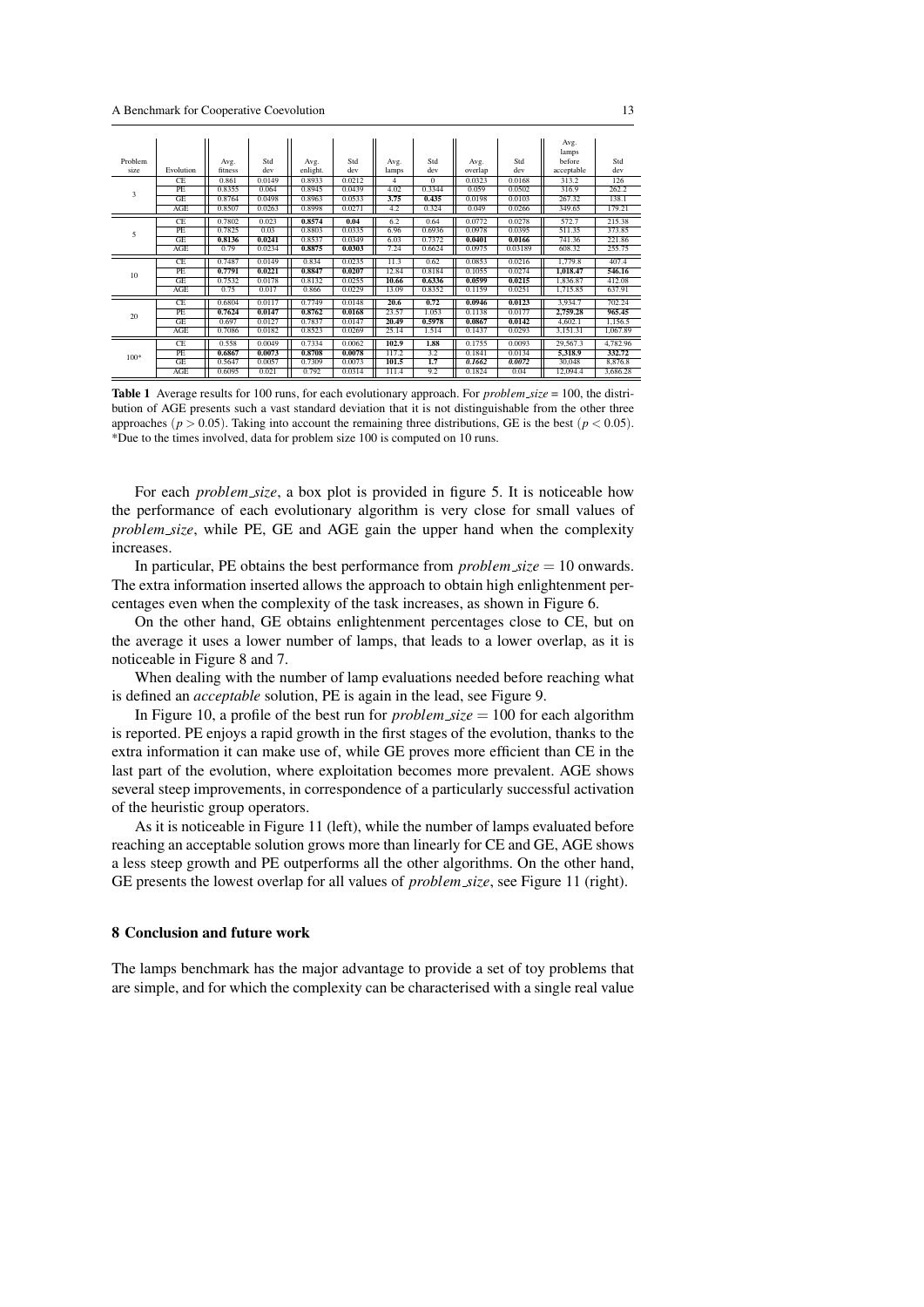| Problem size | Evolution | Avg. fitness | Std dev | Avg. enlight. | Std dev | Avg. lamps | Std dev | Avg. overlap | Std dev | Avg. lamps before acceptable | Std dev |
|---|---|---|---|---|---|---|---|---|---|---|---|
| 3 | CE | 0.861 | 0.0149 | 0.8933 | 0.0212 | 4 | 0 | 0.0323 | 0.0168 | 313.2 | 126 |
| | PE | 0.8355 | 0.064 | 0.8945 | 0.0439 | 4.02 | 0.3344 | 0.059 | 0.0502 | 316.9 | 262.2 |
| | GE | 0.8764 | 0.0498 | 0.8963 | 0.0533 | **3.75** | **0.435** | 0.0198 | 0.0103 | 267.32 | 138.1 |
| | AGE | 0.8507 | 0.0263 | 0.8998 | 0.0271 | 4.2 | 0.324 | 0.049 | 0.0266 | 349.65 | 179.21 |
| 5 | CE | 0.7802 | 0.023 | **0.8574** | **0.04** | 6.2 | 0.64 | 0.0772 | 0.0278 | 572.7 | 215.38 |
| | PE | 0.7825 | 0.03 | 0.8803 | 0.0335 | 6.96 | 0.6936 | 0.0978 | 0.0395 | 511.35 | 373.85 |
| | GE | **0.8136** | **0.0241** | 0.8537 | 0.0349 | 6.03 | 0.7372 | **0.0401** | **0.0166** | 741.36 | 221.86 |
| | AGE | 0.79 | 0.0234 | **0.8875** | **0.0303** | 7.24 | 0.6624 | 0.0975 | 0.03189 | 608.32 | 255.75 |
| 10 | CE | 0.7487 | 0.0149 | 0.834 | 0.0235 | 11.3 | 0.62 | 0.0853 | 0.0216 | 1,779.8 | 407.4 |
| | PE | **0.7791** | **0.0221** | **0.8847** | **0.0207** | 12.84 | 0.8184 | 0.1055 | 0.0274 | **1,018.47** | **546.16** |
| | GE | 0.7532 | 0.0178 | 0.8132 | 0.0255 | **10.66** | **0.6336** | **0.0599** | **0.0215** | 1,836.87 | 412.08 |
| | AGE | 0.75 | 0.017 | 0.866 | 0.0229 | 13.09 | 0.8352 | 0.1159 | 0.0251 | 1,715.85 | 637.91 |
| 20 | CE | 0.6804 | 0.0117 | 0.7749 | 0.0148 | **20.6** | **0.72** | **0.0946** | **0.0123** | 3,934.7 | 702.24 |
| | PE | **0.7624** | **0.0147** | **0.8762** | **0.0168** | 23.57 | 1.053 | 0.1138 | 0.0177 | **2,759.28** | **965.45** |
| | GE | 0.697 | 0.0127 | 0.7837 | 0.0147 | **20.49** | **0.5978** | **0.0867** | **0.0142** | 4,602.1 | 1,156.5 |
| | AGE | 0.7086 | 0.0182 | 0.8523 | 0.0269 | 25.14 | 1.514 | 0.1437 | 0.0293 | 3,151.31 | 1,067.89 |
| 100* | CE | 0.558 | 0.0049 | 0.7334 | 0.0062 | **102.9** | **1.88** | 0.1755 | 0.0093 | 29,567.3 | 4,782.96 |
| | PE | **0.6867** | **0.0073** | **0.8708** | **0.0078** | 117.2 | 3.2 | 0.1841 | 0.0134 | **5,318.9** | **332.72** |
| | GE | 0.5647 | 0.0057 | 0.7309 | 0.0073 | **101.5** | **1.7** | ***0.1662*** | ***0.0072*** | 30,048 | 8,876.8 |
| | AGE | 0.6095 | 0.021 | 0.792 | 0.0314 | 111.4 | 9.2 | 0.1824 | 0.04 | 12,094.4 | 3,686.28 |

**Table 1** Average results for 100 runs, for each evolutionary approach. For *problem_size* = 100, the distribution of AGE presents such a vast standard deviation that it is not distinguishable from the other three approaches ($p > 0.05$). Taking into account the remaining three distributions, GE is the best ($p < 0.05$). *Due to the times involved, data for problem size 100 is computed on 10 runs.

For each *problem_size*, a box plot is provided in figure 5. It is noticeable how the performance of each evolutionary algorithm is very close for small values of *problem_size*, while PE, GE and AGE gain the upper hand when the complexity increases.

In particular, PE obtains the best performance from $problem\_size = 10$ onwards. The extra information inserted allows the approach to obtain high enlightenment percentages even when the complexity of the task increases, as shown in Figure 6.

On the other hand, GE obtains enlightenment percentages close to CE, but on the average it uses a lower number of lamps, that leads to a lower overlap, as it is noticeable in Figure 8 and 7.

When dealing with the number of lamp evaluations needed before reaching what is defined an *acceptable* solution, PE is again in the lead, see Figure 9.

In Figure 10, a profile of the best run for $problem\_size = 100$ for each algorithm is reported. PE enjoys a rapid growth in the first stages of the evolution, thanks to the extra information it can make use of, while GE proves more efficient than CE in the last part of the evolution, where exploitation becomes more prevalent. AGE shows several steep improvements, in correspondence of a particularly successful activation of the heuristic group operators.

As it is noticeable in Figure 11 (left), while the number of lamps evaluated before reaching an acceptable solution grows more than linearly for CE and GE, AGE shows a less steep growth and PE outperforms all the other algorithms. On the other hand, GE presents the lowest overlap for all values of *problem_size*, see Figure 11 (right).

## 8 Conclusion and future work

The lamps benchmark has the major advantage to provide a set of toy problems that are simple, and for which the complexity can be characterised with a single real value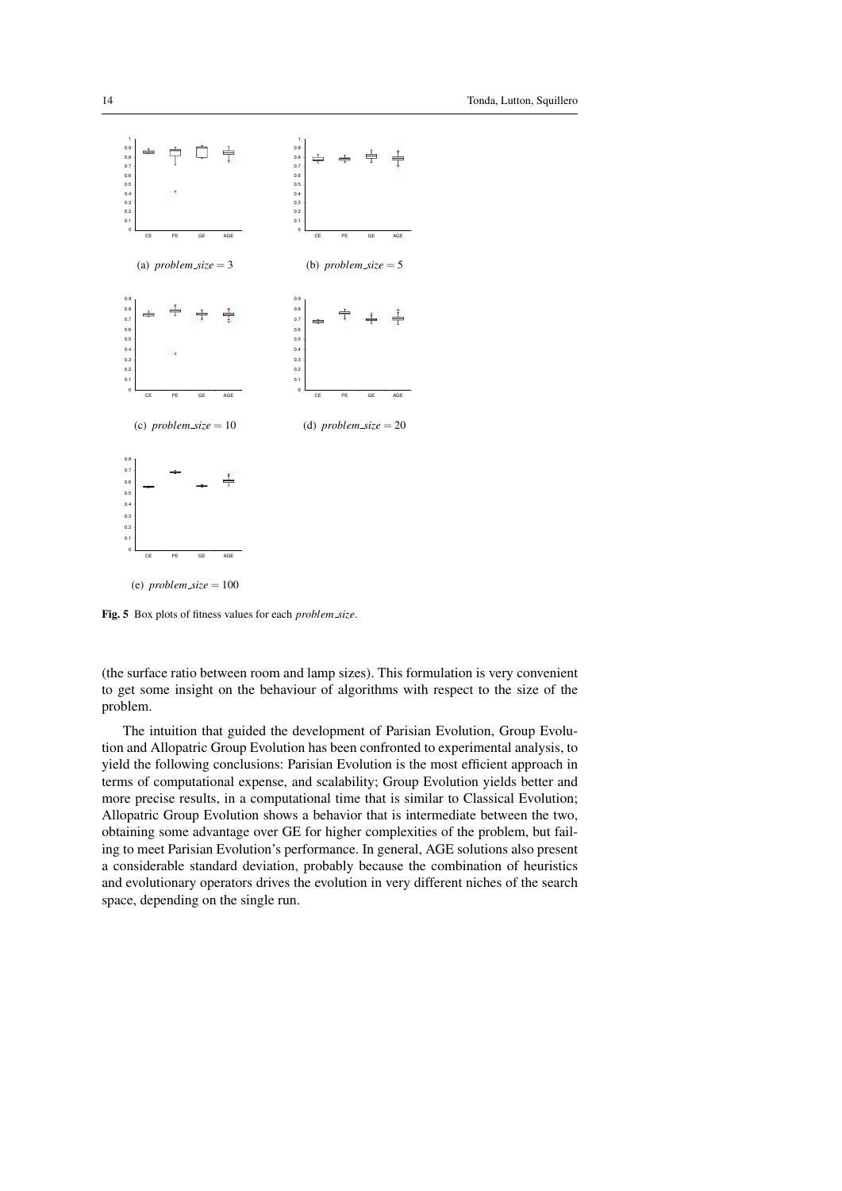(a) *problem_size* = 3

(b) *problem_size* = 5

(c) *problem_size* = 10

(d) *problem_size* = 20

(e) *problem_size* = 100

**Fig. 5** Box plots of fitness values for each *problem_size*.

(the surface ratio between room and lamp sizes). This formulation is very convenient to get some insight on the behaviour of algorithms with respect to the size of the problem.

The intuition that guided the development of Parisian Evolution, Group Evolution and Allopatric Group Evolution has been confronted to experimental analysis, to yield the following conclusions: Parisian Evolution is the most efficient approach in terms of computational expense, and scalability; Group Evolution yields better and more precise results, in a computational time that is similar to Classical Evolution; Allopatric Group Evolution shows a behavior that is intermediate between the two, obtaining some advantage over GE for higher complexities of the problem, but failing to meet Parisian Evolution's performance. In general, AGE solutions also present a considerable standard deviation, probably because the combination of heuristics and evolutionary operators drives the evolution in very different niches of the search space, depending on the single run.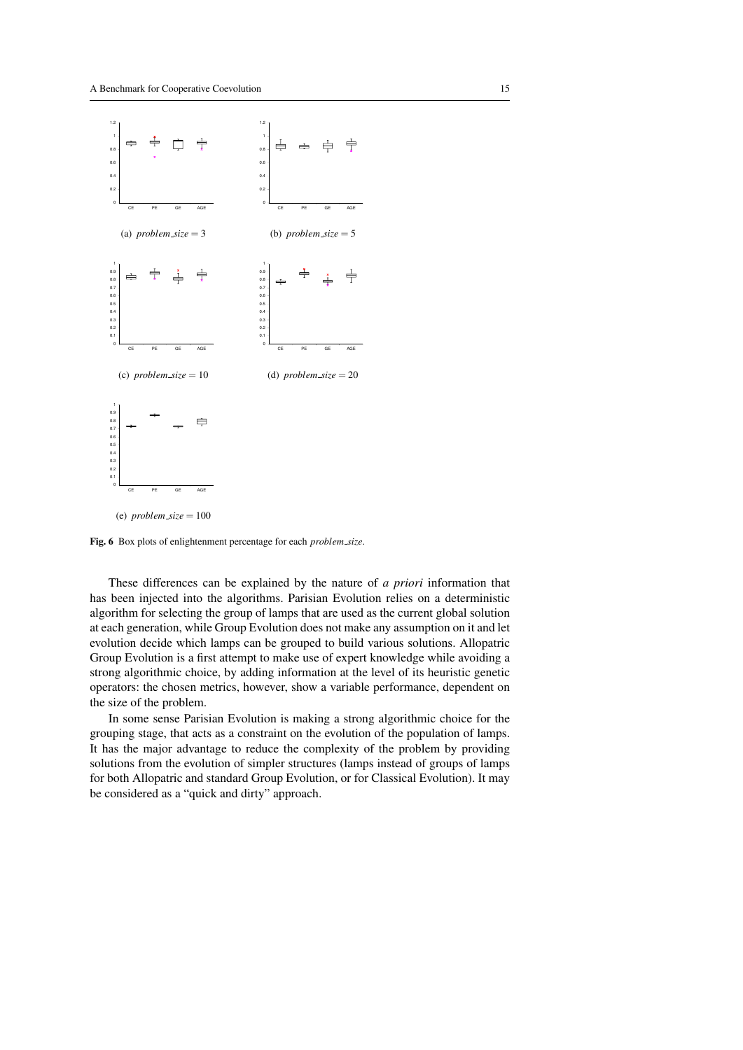(a) *problem_size* = 3

(b) *problem_size* = 5

(c) *problem_size* = 10

(d) *problem_size* = 20

(e) *problem_size* = 100

**Fig. 6** Box plots of enlightenment percentage for each *problem_size*.

These differences can be explained by the nature of *a priori* information that has been injected into the algorithms. Parisian Evolution relies on a deterministic algorithm for selecting the group of lamps that are used as the current global solution at each generation, while Group Evolution does not make any assumption on it and let evolution decide which lamps can be grouped to build various solutions. Allopatric Group Evolution is a first attempt to make use of expert knowledge while avoiding a strong algorithmic choice, by adding information at the level of its heuristic genetic operators: the chosen metrics, however, show a variable performance, dependent on the size of the problem.

In some sense Parisian Evolution is making a strong algorithmic choice for the grouping stage, that acts as a constraint on the evolution of the population of lamps. It has the major advantage to reduce the complexity of the problem by providing solutions from the evolution of simpler structures (lamps instead of groups of lamps for both Allopatric and standard Group Evolution, or for Classical Evolution). It may be considered as a "quick and dirty" approach.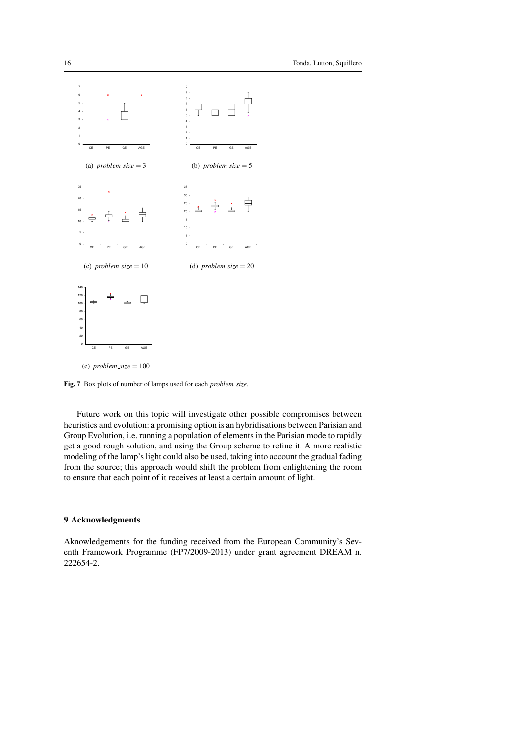(a) *problem_size* = 3

(b) *problem_size* = 5

(c) *problem_size* = 10

(d) *problem_size* = 20

(e) *problem_size* = 100

**Fig. 7** Box plots of number of lamps used for each *problem_size*.

Future work on this topic will investigate other possible compromises between heuristics and evolution: a promising option is an hybridisations between Parisian and Group Evolution, i.e. running a population of elements in the Parisian mode to rapidly get a good rough solution, and using the Group scheme to refine it. A more realistic modeling of the lamp's light could also be used, taking into account the gradual fading from the source; this approach would shift the problem from enlightening the room to ensure that each point of it receives at least a certain amount of light.

## 9 Acknowledgments

Aknowledgements for the funding received from the European Community's Seventh Framework Programme (FP7/2009-2013) under grant agreement DREAM n. 222654-2.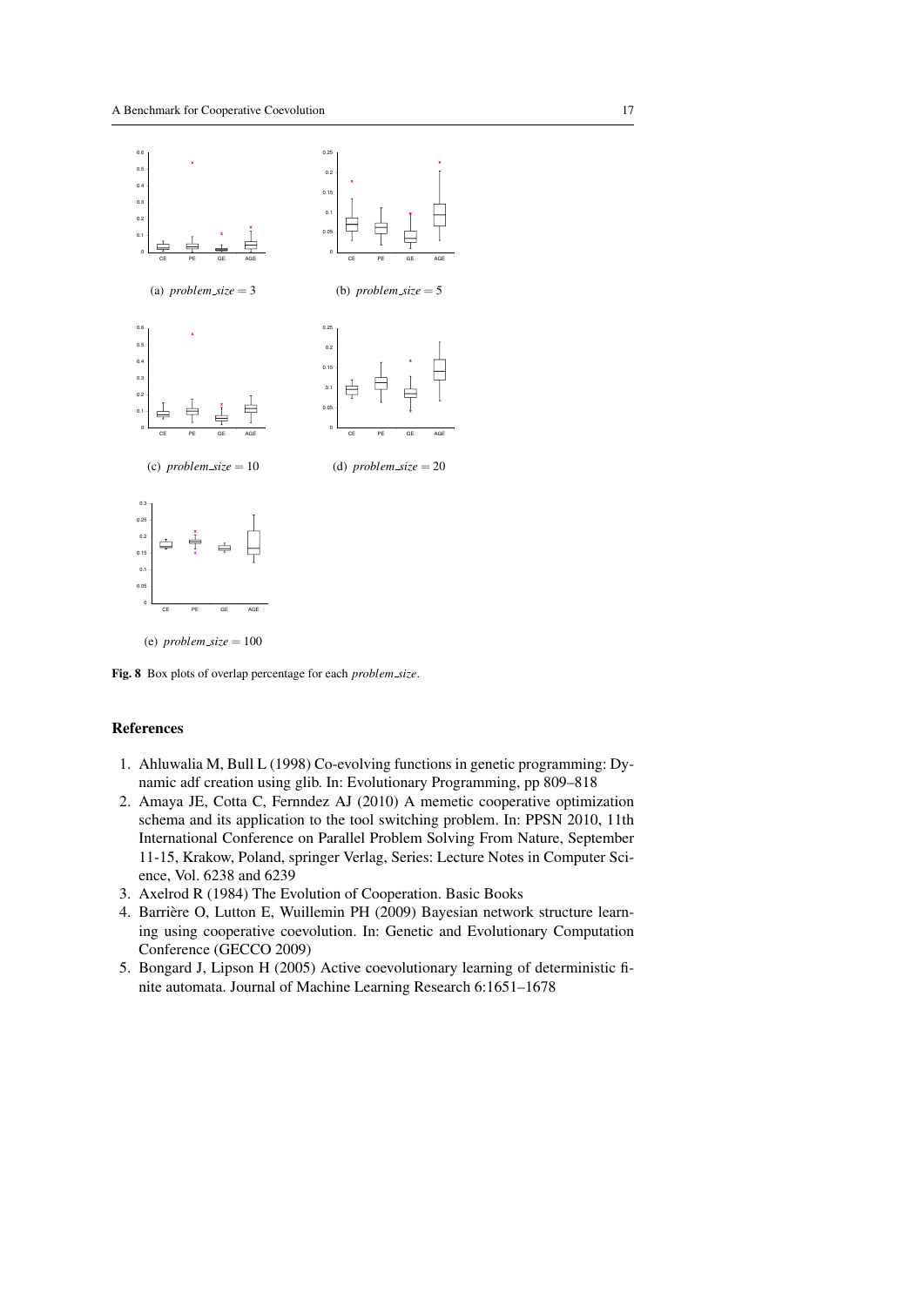(a) *problem_size* = 3

(b) *problem_size* = 5

(c) *problem_size* = 10

(d) *problem_size* = 20

(e) *problem_size* = 100

**Fig. 8** Box plots of overlap percentage for each *problem_size*.

## References

1. Ahluwalia M, Bull L (1998) Co-evolving functions in genetic programming: Dynamic adf creation using glib. In: Evolutionary Programming, pp 809–818
2. Amaya JE, Cotta C, Fernndez AJ (2010) A memetic cooperative optimization schema and its application to the tool switching problem. In: PPSN 2010, 11th International Conference on Parallel Problem Solving From Nature, September 11-15, Krakow, Poland, springer Verlag, Series: Lecture Notes in Computer Science, Vol. 6238 and 6239
3. Axelrod R (1984) The Evolution of Cooperation. Basic Books
4. Barrière O, Lutton E, Wuillemin PH (2009) Bayesian network structure learning using cooperative coevolution. In: Genetic and Evolutionary Computation Conference (GECCO 2009)
5. Bongard J, Lipson H (2005) Active coevolutionary learning of deterministic finite automata. Journal of Machine Learning Research 6:1651–1678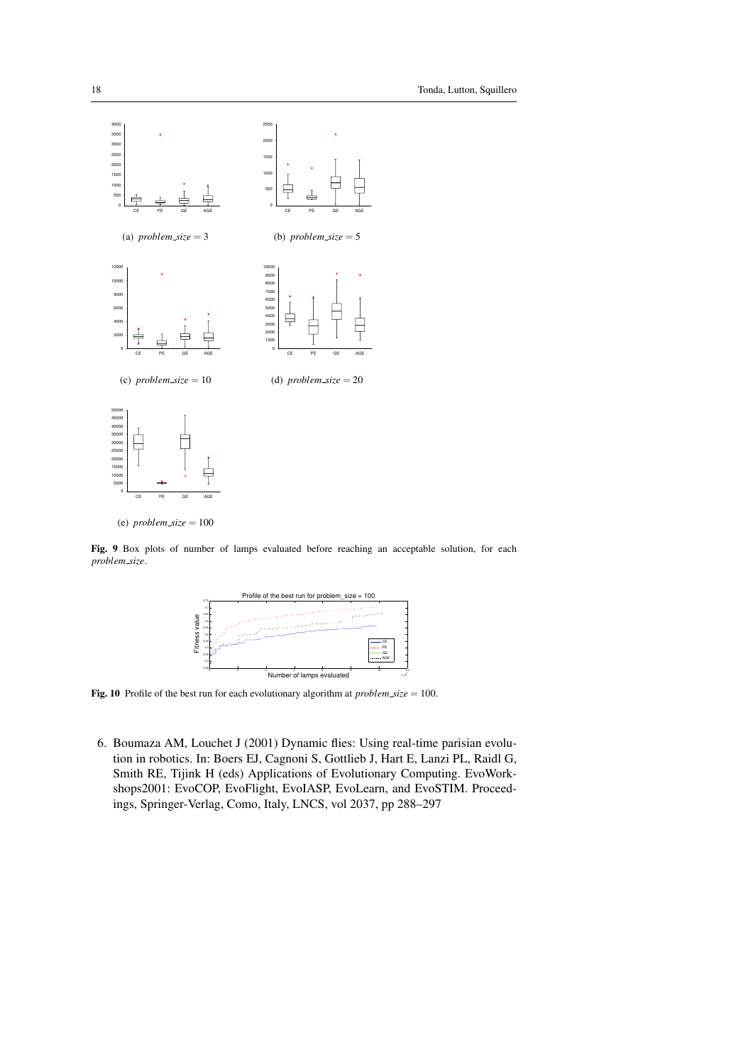(a) *problem_size* = 3

(b) *problem_size* = 5

(c) *problem_size* = 10

(d) *problem_size* = 20

(e) *problem_size* = 100

**Fig. 9** Box plots of number of lamps evaluated before reaching an acceptable solution, for each *problem_size*.

**Fig. 10** Profile of the best run for each evolutionary algorithm at *problem_size* = 100.

6. Boumaza AM, Louchet J (2001) Dynamic flies: Using real-time parisian evolution in robotics. In: Boers EJ, Cagnoni S, Gottlieb J, Hart E, Lanzi PL, Raidl G, Smith RE, Tijink H (eds) Applications of Evolutionary Computing. EvoWorkshops2001: EvoCOP, EvoFlight, EvoIASP, EvoLearn, and EvoSTIM. Proceedings, Springer-Verlag, Como, Italy, LNCS, vol 2037, pp 288–297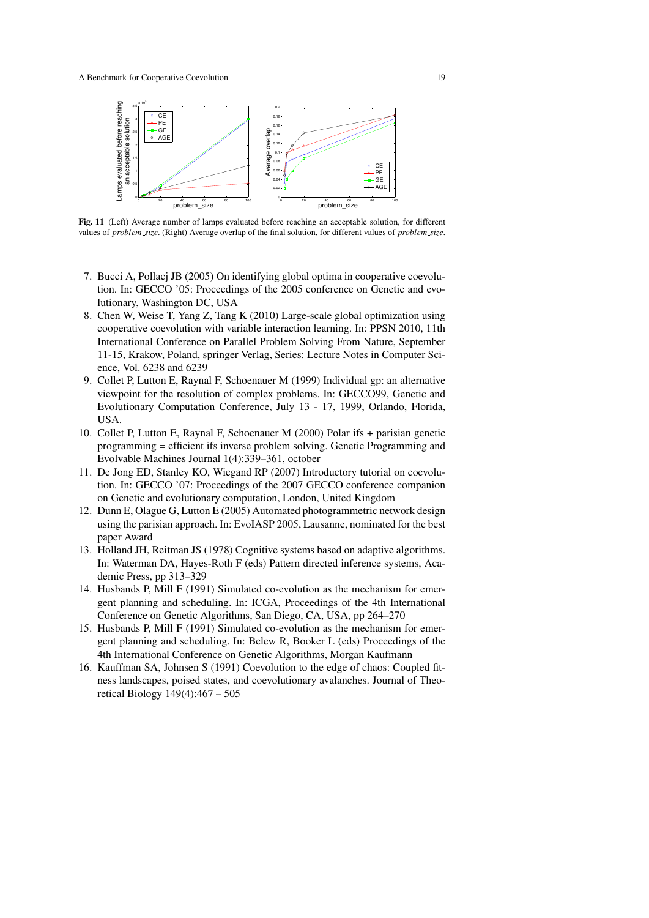**Fig. 11** (Left) Average number of lamps evaluated before reaching an acceptable solution, for different values of *problem_size*. (Right) Average overlap of the final solution, for different values of *problem_size*.

7. Bucci A, Pollacj JB (2005) On identifying global optima in cooperative coevolution. In: GECCO '05: Proceedings of the 2005 conference on Genetic and evolutionary, Washington DC, USA
8. Chen W, Weise T, Yang Z, Tang K (2010) Large-scale global optimization using cooperative coevolution with variable interaction learning. In: PPSN 2010, 11th International Conference on Parallel Problem Solving From Nature, September 11-15, Krakow, Poland, springer Verlag, Series: Lecture Notes in Computer Science, Vol. 6238 and 6239
9. Collet P, Lutton E, Raynal F, Schoenauer M (1999) Individual gp: an alternative viewpoint for the resolution of complex problems. In: GECCO99, Genetic and Evolutionary Computation Conference, July 13 - 17, 1999, Orlando, Florida, USA.
10. Collet P, Lutton E, Raynal F, Schoenauer M (2000) Polar ifs + parisian genetic programming = efficient ifs inverse problem solving. Genetic Programming and Evolvable Machines Journal 1(4):339–361, october
11. De Jong ED, Stanley KO, Wiegand RP (2007) Introductory tutorial on coevolution. In: GECCO '07: Proceedings of the 2007 GECCO conference companion on Genetic and evolutionary computation, London, United Kingdom
12. Dunn E, Olague G, Lutton E (2005) Automated photogrammetric network design using the parisian approach. In: EvoIASP 2005, Lausanne, nominated for the best paper Award
13. Holland JH, Reitman JS (1978) Cognitive systems based on adaptive algorithms. In: Waterman DA, Hayes-Roth F (eds) Pattern directed inference systems, Academic Press, pp 313–329
14. Husbands P, Mill F (1991) Simulated co-evolution as the mechanism for emergent planning and scheduling. In: ICGA, Proceedings of the 4th International Conference on Genetic Algorithms, San Diego, CA, USA, pp 264–270
15. Husbands P, Mill F (1991) Simulated co-evolution as the mechanism for emergent planning and scheduling. In: Belew R, Booker L (eds) Proceedings of the 4th International Conference on Genetic Algorithms, Morgan Kaufmann
16. Kauffman SA, Johnsen S (1991) Coevolution to the edge of chaos: Coupled fitness landscapes, poised states, and coevolutionary avalanches. Journal of Theoretical Biology 149(4):467 – 505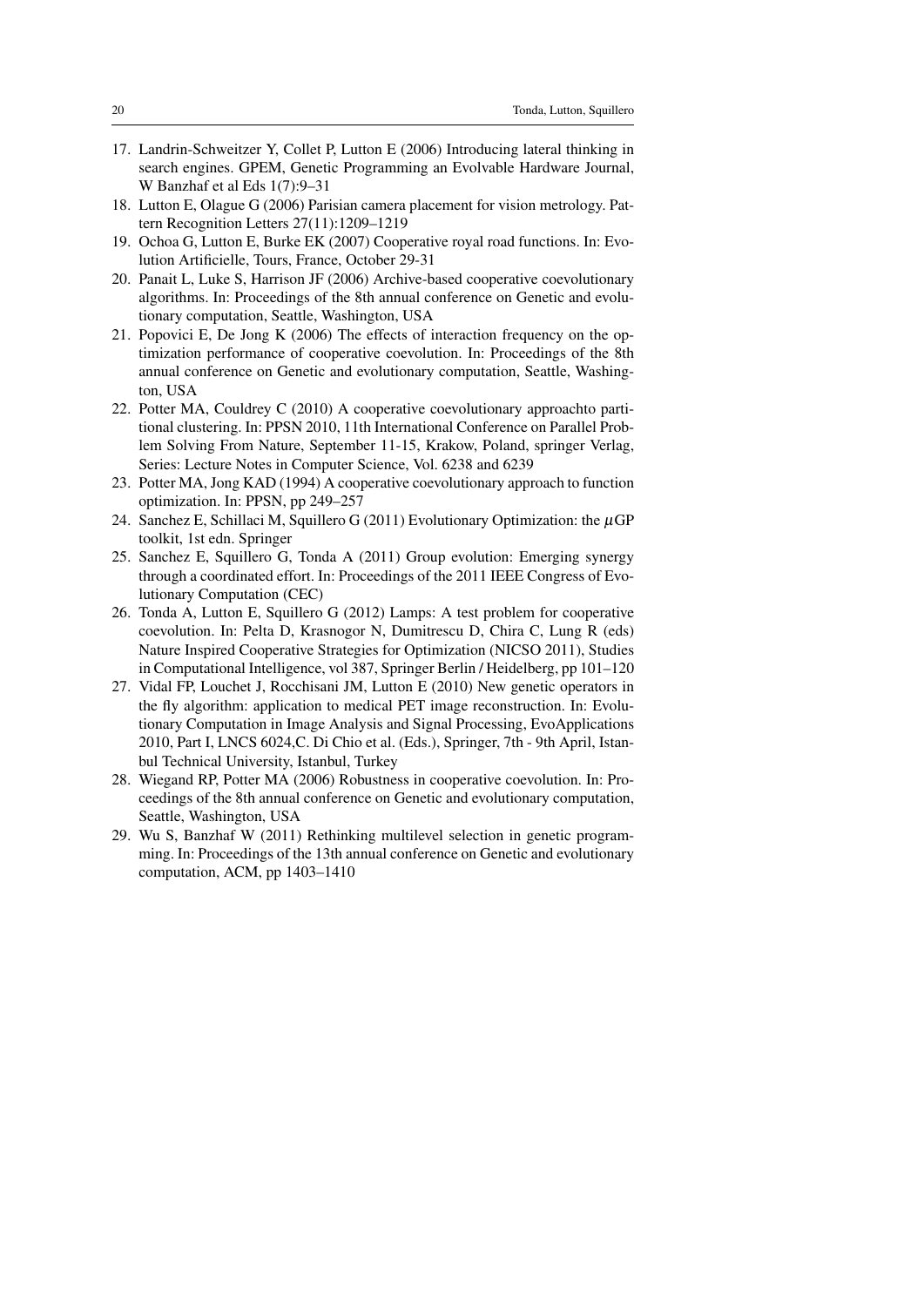17. Landrin-Schweitzer Y, Collet P, Lutton E (2006) Introducing lateral thinking in search engines. GPEM, Genetic Programming an Evolvable Hardware Journal, W Banzhaf et al Eds 1(7):9–31
18. Lutton E, Olague G (2006) Parisian camera placement for vision metrology. Pattern Recognition Letters 27(11):1209–1219
19. Ochoa G, Lutton E, Burke EK (2007) Cooperative royal road functions. In: Evolution Artificielle, Tours, France, October 29-31
20. Panait L, Luke S, Harrison JF (2006) Archive-based cooperative coevolutionary algorithms. In: Proceedings of the 8th annual conference on Genetic and evolutionary computation, Seattle, Washington, USA
21. Popovici E, De Jong K (2006) The effects of interaction frequency on the optimization performance of cooperative coevolution. In: Proceedings of the 8th annual conference on Genetic and evolutionary computation, Seattle, Washington, USA
22. Potter MA, Couldrey C (2010) A cooperative coevolutionary approachto partitional clustering. In: PPSN 2010, 11th International Conference on Parallel Problem Solving From Nature, September 11-15, Krakow, Poland, springer Verlag, Series: Lecture Notes in Computer Science, Vol. 6238 and 6239
23. Potter MA, Jong KAD (1994) A cooperative coevolutionary approach to function optimization. In: PPSN, pp 249–257
24. Sanchez E, Schillaci M, Squillero G (2011) Evolutionary Optimization: the $\mu$GP toolkit, 1st edn. Springer
25. Sanchez E, Squillero G, Tonda A (2011) Group evolution: Emerging synergy through a coordinated effort. In: Proceedings of the 2011 IEEE Congress of Evolutionary Computation (CEC)
26. Tonda A, Lutton E, Squillero G (2012) Lamps: A test problem for cooperative coevolution. In: Pelta D, Krasnogor N, Dumitrescu D, Chira C, Lung R (eds) Nature Inspired Cooperative Strategies for Optimization (NICSO 2011), Studies in Computational Intelligence, vol 387, Springer Berlin / Heidelberg, pp 101–120
27. Vidal FP, Louchet J, Rocchisani JM, Lutton E (2010) New genetic operators in the fly algorithm: application to medical PET image reconstruction. In: Evolutionary Computation in Image Analysis and Signal Processing, EvoApplications 2010, Part I, LNCS 6024,C. Di Chio et al. (Eds.), Springer, 7th - 9th April, Istanbul Technical University, Istanbul, Turkey
28. Wiegand RP, Potter MA (2006) Robustness in cooperative coevolution. In: Proceedings of the 8th annual conference on Genetic and evolutionary computation, Seattle, Washington, USA
29. Wu S, Banzhaf W (2011) Rethinking multilevel selection in genetic programming. In: Proceedings of the 13th annual conference on Genetic and evolutionary computation, ACM, pp 1403–1410